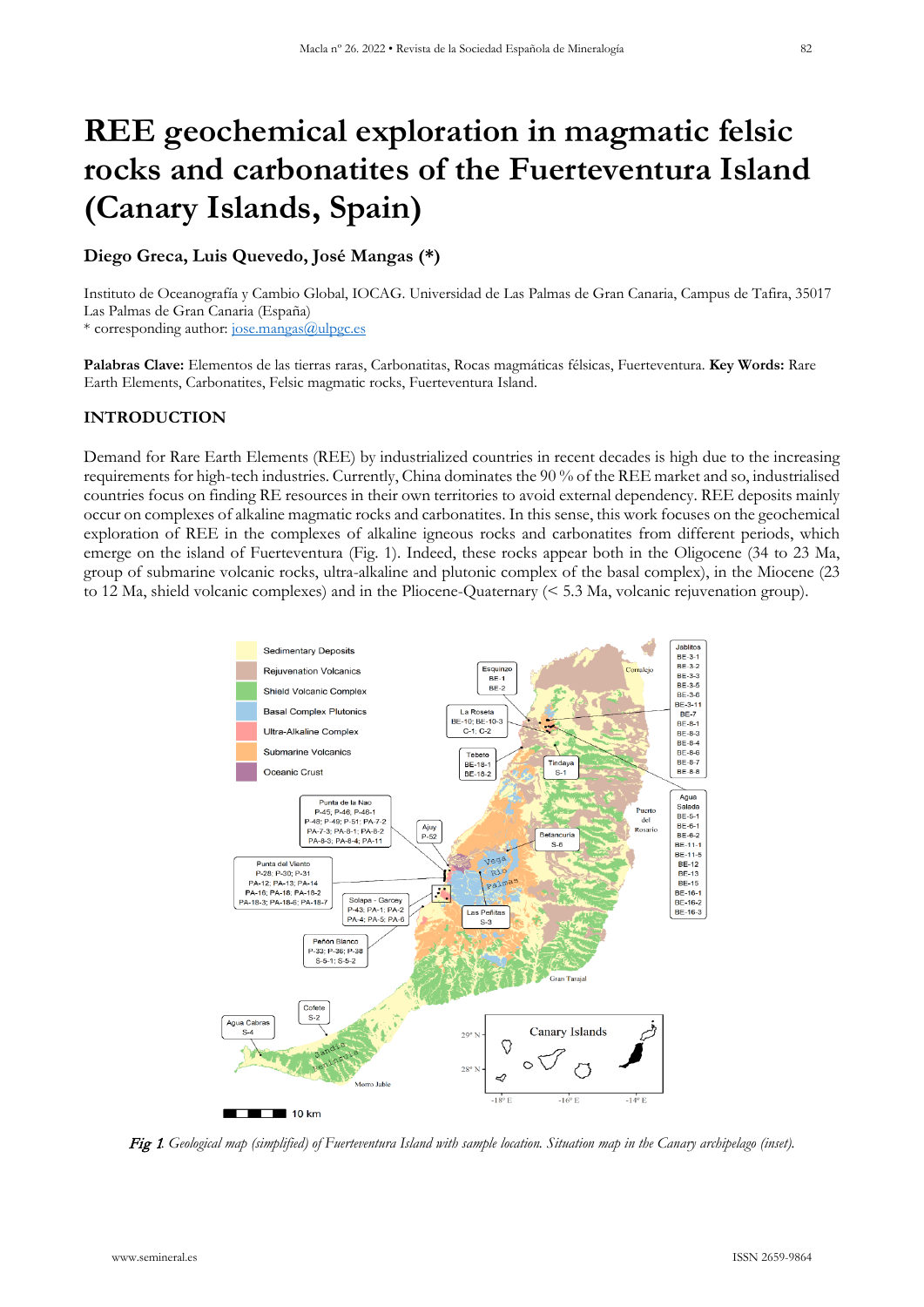# REE geochemical exploration in magmatic felsic rocks and carbonatites of the Fuerteventura Island (Canary Islands, Spain)

**Diego Greca, Luis Quevedo, José Mangas (*)**

Instituto de Oceanografía y Cambio Global, IOCAG. Universidad de Las Palmas de Gran Canaria, Campus de Tafira, 35017 Las Palmas de Gran Canaria (España)
\* corresponding author: jose.mangas@ulpgc.es

**Palabras Clave:** Elementos de las tierras raras, Carbonatitas, Rocas magmáticas félsicas, Fuerteventura. **Key Words:** Rare Earth Elements, Carbonatites, Felsic magmatic rocks, Fuerteventura Island.

## INTRODUCTION

Demand for Rare Earth Elements (REE) by industrialized countries in recent decades is high due to the increasing requirements for high-tech industries. Currently, China dominates the 90 % of the REE market and so, industrialised countries focus on finding RE resources in their own territories to avoid external dependency. REE deposits mainly occur on complexes of alkaline magmatic rocks and carbonatites. In this sense, this work focuses on the geochemical exploration of REE in the complexes of alkaline igneous rocks and carbonatites from different periods, which emerge on the island of Fuerteventura (Fig. 1). Indeed, these rocks appear both in the Oligocene (34 to 23 Ma, group of submarine volcanic rocks, ultra-alkaline and plutonic complex of the basal complex), in the Miocene (23 to 12 Ma, shield volcanic complexes) and in the Pliocene-Quaternary (< 5.3 Ma, volcanic rejuvenation group).

*Fig 1. Geological map (simplified) of Fuerteventura Island with sample location. Situation map in the Canary archipelago (inset).*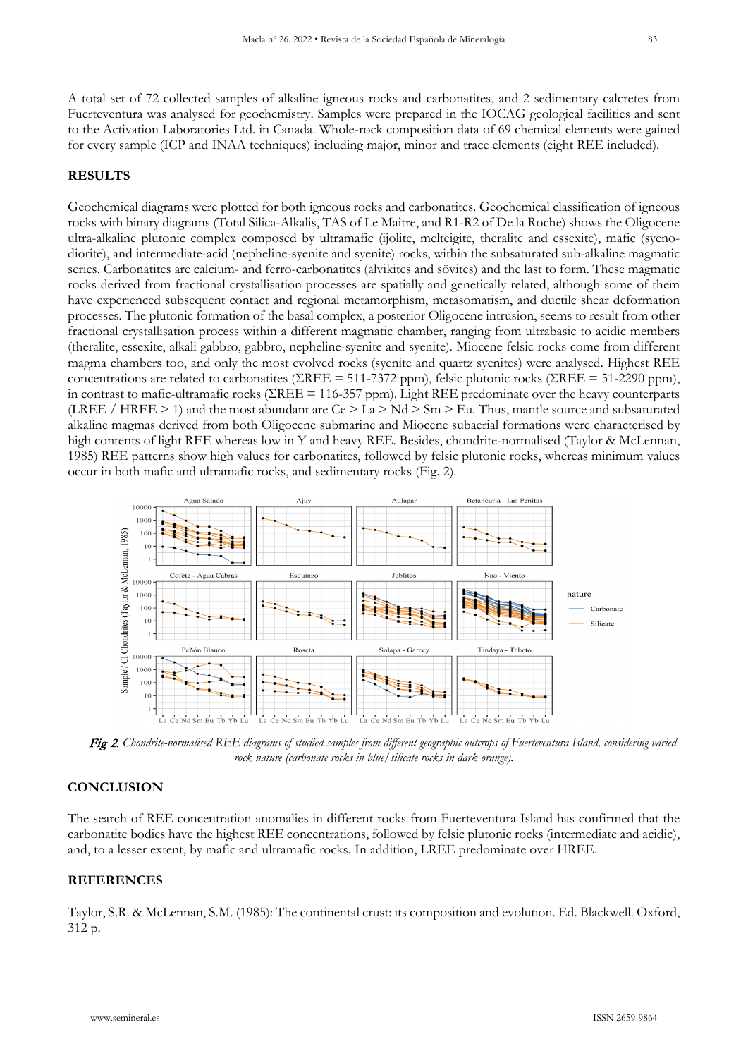A total set of 72 collected samples of alkaline igneous rocks and carbonatites, and 2 sedimentary calcretes from Fuerteventura was analysed for geochemistry. Samples were prepared in the IOCAG geological facilities and sent to the Activation Laboratories Ltd. in Canada. Whole-rock composition data of 69 chemical elements were gained for every sample (ICP and INAA techniques) including major, minor and trace elements (eight REE included).

## RESULTS

Geochemical diagrams were plotted for both igneous rocks and carbonatites. Geochemical classification of igneous rocks with binary diagrams (Total Silica-Alkalis, TAS of Le Maître, and R1-R2 of De la Roche) shows the Oligocene ultra-alkaline plutonic complex composed by ultramafic (ijolite, melteigite, theralite and essexite), mafic (syeno-diorite), and intermediate-acid (nepheline-syenite and syenite) rocks, within the subsaturated sub-alkaline magmatic series. Carbonatites are calcium- and ferro-carbonatites (alvikites and sövites) and the last to form. These magmatic rocks derived from fractional crystallisation processes are spatially and genetically related, although some of them have experienced subsequent contact and regional metamorphism, metasomatism, and ductile shear deformation processes. The plutonic formation of the basal complex, a posterior Oligocene intrusion, seems to result from other fractional crystallisation process within a different magmatic chamber, ranging from ultrabasic to acidic members (theralite, essexite, alkali gabbro, gabbro, nepheline-syenite and syenite). Miocene felsic rocks come from different magma chambers too, and only the most evolved rocks (syenite and quartz syenites) were analysed. Highest REE concentrations are related to carbonatites ($\Sigma$REE = 511-7372 ppm), felsic plutonic rocks ($\Sigma$REE = 51-2290 ppm), in contrast to mafic-ultramafic rocks ($\Sigma$REE = 116-357 ppm). Light REE predominate over the heavy counterparts (LREE / HREE > 1) and the most abundant are Ce > La > Nd > Sm > Eu. Thus, mantle source and subsaturated alkaline magmas derived from both Oligocene submarine and Miocene subaerial formations were characterised by high contents of light REE whereas low in Y and heavy REE. Besides, chondrite-normalised (Taylor & McLennan, 1985) REE patterns show high values for carbonatites, followed by felsic plutonic rocks, whereas minimum values occur in both mafic and ultramafic rocks, and sedimentary rocks (Fig. 2).

Agua Salada
Ajuy
Aulagar
Betancuria - Las Peñitas
Cofete - Agua Cabras
Esquinzo
Jablitos
Nao - Viento
Peñón Blanco
Roseta
Solapa - Garcey
Tindaya - Tebeto
Sample / CI Chondrites (Taylor & McLennan, 1985)
10000
1000
100
10
1
La Ce Nd Sm Eu Tb Yb Lu
nature
Carbonate
Silicate

*Fig 2. Chondrite-normalised REE diagrams of studied samples from different geographic outcrops of Fuerteventura Island, considering varied rock nature (carbonate rocks in blue/silicate rocks in dark orange).*

## CONCLUSION

The search of REE concentration anomalies in different rocks from Fuerteventura Island has confirmed that the carbonatite bodies have the highest REE concentrations, followed by felsic plutonic rocks (intermediate and acidic), and, to a lesser extent, by mafic and ultramafic rocks. In addition, LREE predominate over HREE.

## REFERENCES

Taylor, S.R. & McLennan, S.M. (1985): The continental crust: its composition and evolution. Ed. Blackwell. Oxford, 312 p.